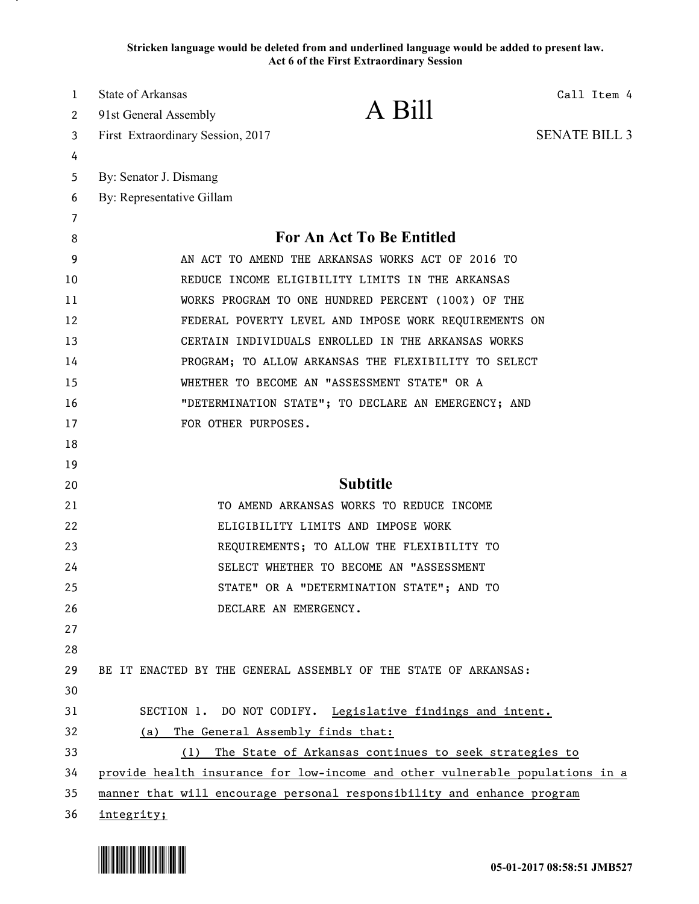**Stricken language would be deleted from and underlined language would be added to present law.**
**Act 6 of the First Extraordinary Session**

State of Arkansas
91st General Assembly
First Extraordinary Session, 2017

# A Bill

Call Item 4

SENATE BILL 3

By: Senator J. Dismang
By: Representative Gillam

## For An Act To Be Entitled

AN ACT TO AMEND THE ARKANSAS WORKS ACT OF 2016 TO REDUCE INCOME ELIGIBILITY LIMITS IN THE ARKANSAS WORKS PROGRAM TO ONE HUNDRED PERCENT (100%) OF THE FEDERAL POVERTY LEVEL AND IMPOSE WORK REQUIREMENTS ON CERTAIN INDIVIDUALS ENROLLED IN THE ARKANSAS WORKS PROGRAM; TO ALLOW ARKANSAS THE FLEXIBILITY TO SELECT WHETHER TO BECOME AN "ASSESSMENT STATE" OR A "DETERMINATION STATE"; TO DECLARE AN EMERGENCY; AND FOR OTHER PURPOSES.

## Subtitle

TO AMEND ARKANSAS WORKS TO REDUCE INCOME ELIGIBILITY LIMITS AND IMPOSE WORK REQUIREMENTS; TO ALLOW THE FLEXIBILITY TO SELECT WHETHER TO BECOME AN "ASSESSMENT STATE" OR A "DETERMINATION STATE"; AND TO DECLARE AN EMERGENCY.

BE IT ENACTED BY THE GENERAL ASSEMBLY OF THE STATE OF ARKANSAS:

SECTION 1. DO NOT CODIFY. Legislative findings and intent.

(a) The General Assembly finds that:

(1) The State of Arkansas continues to seek strategies to provide health insurance for low-income and other vulnerable populations in a manner that will encourage personal responsibility and enhance program integrity;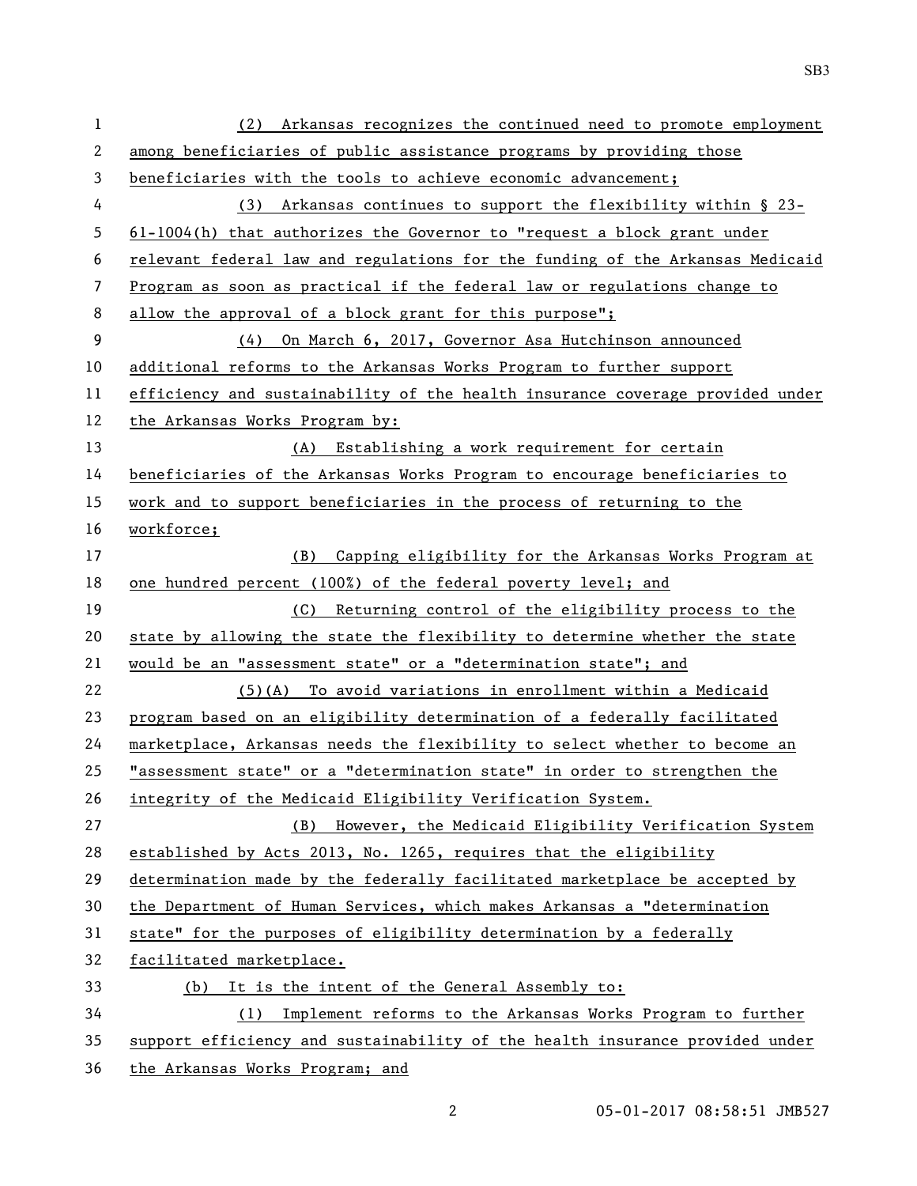(2) Arkansas recognizes the continued need to promote employment among beneficiaries of public assistance programs by providing those beneficiaries with the tools to achieve economic advancement;

(3) Arkansas continues to support the flexibility within § 23-61-1004(h) that authorizes the Governor to "request a block grant under relevant federal law and regulations for the funding of the Arkansas Medicaid Program as soon as practical if the federal law or regulations change to allow the approval of a block grant for this purpose";

(4) On March 6, 2017, Governor Asa Hutchinson announced additional reforms to the Arkansas Works Program to further support efficiency and sustainability of the health insurance coverage provided under the Arkansas Works Program by:

(A) Establishing a work requirement for certain beneficiaries of the Arkansas Works Program to encourage beneficiaries to work and to support beneficiaries in the process of returning to the workforce;

(B) Capping eligibility for the Arkansas Works Program at one hundred percent (100%) of the federal poverty level; and

(C) Returning control of the eligibility process to the state by allowing the state the flexibility to determine whether the state would be an "assessment state" or a "determination state"; and

(5)(A) To avoid variations in enrollment within a Medicaid program based on an eligibility determination of a federally facilitated marketplace, Arkansas needs the flexibility to select whether to become an "assessment state" or a "determination state" in order to strengthen the integrity of the Medicaid Eligibility Verification System.

(B) However, the Medicaid Eligibility Verification System established by Acts 2013, No. 1265, requires that the eligibility determination made by the federally facilitated marketplace be accepted by the Department of Human Services, which makes Arkansas a "determination state" for the purposes of eligibility determination by a federally facilitated marketplace.

(b) It is the intent of the General Assembly to:

(1) Implement reforms to the Arkansas Works Program to further support efficiency and sustainability of the health insurance provided under the Arkansas Works Program; and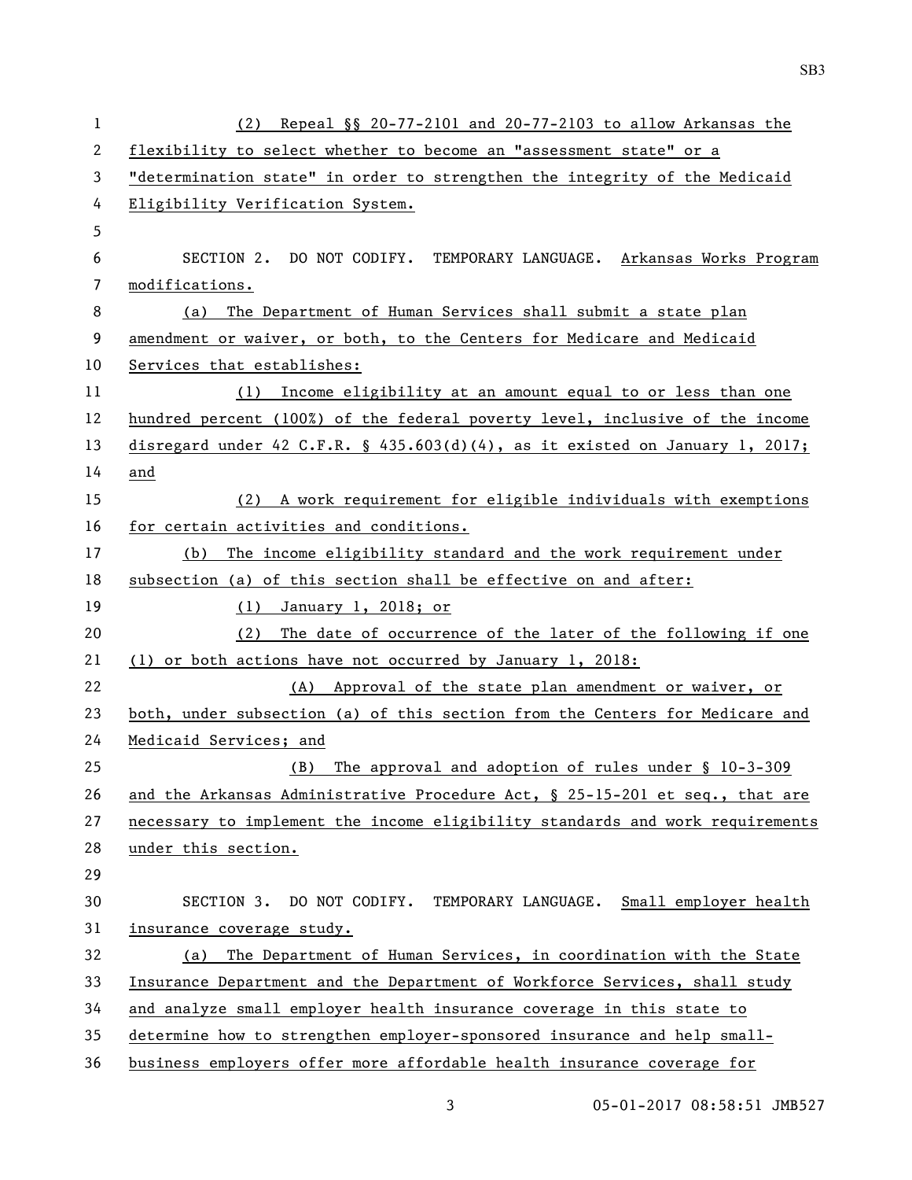(2) Repeal §§ 20-77-2101 and 20-77-2103 to allow Arkansas the flexibility to select whether to become an "assessment state" or a "determination state" in order to strengthen the integrity of the Medicaid Eligibility Verification System.

SECTION 2. DO NOT CODIFY. TEMPORARY LANGUAGE. Arkansas Works Program modifications.

(a) The Department of Human Services shall submit a state plan amendment or waiver, or both, to the Centers for Medicare and Medicaid Services that establishes:

(1) Income eligibility at an amount equal to or less than one hundred percent (100%) of the federal poverty level, inclusive of the income disregard under 42 C.F.R. § 435.603(d)(4), as it existed on January 1, 2017; and

(2) A work requirement for eligible individuals with exemptions for certain activities and conditions.

(b) The income eligibility standard and the work requirement under subsection (a) of this section shall be effective on and after:

(1) January 1, 2018; or

(2) The date of occurrence of the later of the following if one (1) or both actions have not occurred by January 1, 2018:

(A) Approval of the state plan amendment or waiver, or both, under subsection (a) of this section from the Centers for Medicare and Medicaid Services; and

(B) The approval and adoption of rules under § 10-3-309 and the Arkansas Administrative Procedure Act, § 25-15-201 et seq., that are necessary to implement the income eligibility standards and work requirements under this section.

SECTION 3. DO NOT CODIFY. TEMPORARY LANGUAGE. Small employer health insurance coverage study.

(a) The Department of Human Services, in coordination with the State Insurance Department and the Department of Workforce Services, shall study and analyze small employer health insurance coverage in this state to determine how to strengthen employer-sponsored insurance and help small-business employers offer more affordable health insurance coverage for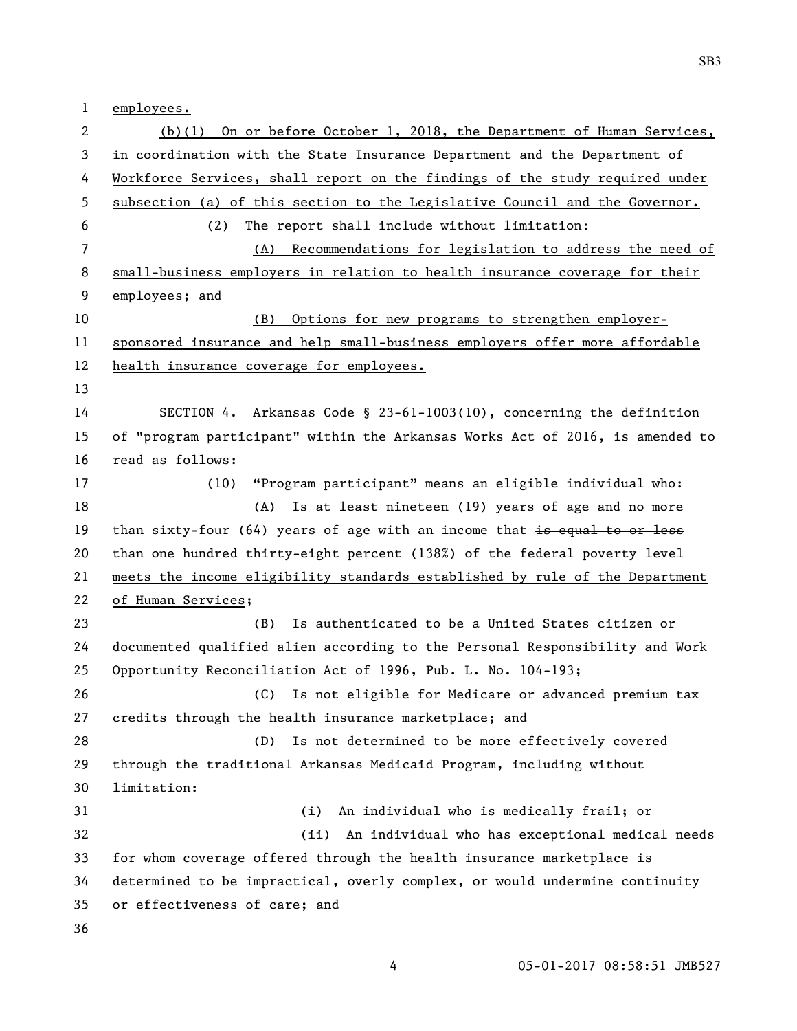employees.

(b)(1) On or before October 1, 2018, the Department of Human Services, in coordination with the State Insurance Department and the Department of Workforce Services, shall report on the findings of the study required under subsection (a) of this section to the Legislative Council and the Governor.

(2) The report shall include without limitation:

(A) Recommendations for legislation to address the need of small-business employers in relation to health insurance coverage for their employees; and

(B) Options for new programs to strengthen employer-sponsored insurance and help small-business employers offer more affordable health insurance coverage for employees.

SECTION 4. Arkansas Code § 23-61-1003(10), concerning the definition of "program participant" within the Arkansas Works Act of 2016, is amended to read as follows:

(10) "Program participant" means an eligible individual who:

(A) Is at least nineteen (19) years of age and no more than sixty-four (64) years of age with an income that ~~is equal to or less than one hundred thirty-eight percent (138%) of the federal poverty level~~ meets the income eligibility standards established by rule of the Department of Human Services;

(B) Is authenticated to be a United States citizen or documented qualified alien according to the Personal Responsibility and Work Opportunity Reconciliation Act of 1996, Pub. L. No. 104-193;

(C) Is not eligible for Medicare or advanced premium tax credits through the health insurance marketplace; and

(D) Is not determined to be more effectively covered through the traditional Arkansas Medicaid Program, including without limitation:

(i) An individual who is medically frail; or

(ii) An individual who has exceptional medical needs for whom coverage offered through the health insurance marketplace is determined to be impractical, overly complex, or would undermine continuity or effectiveness of care; and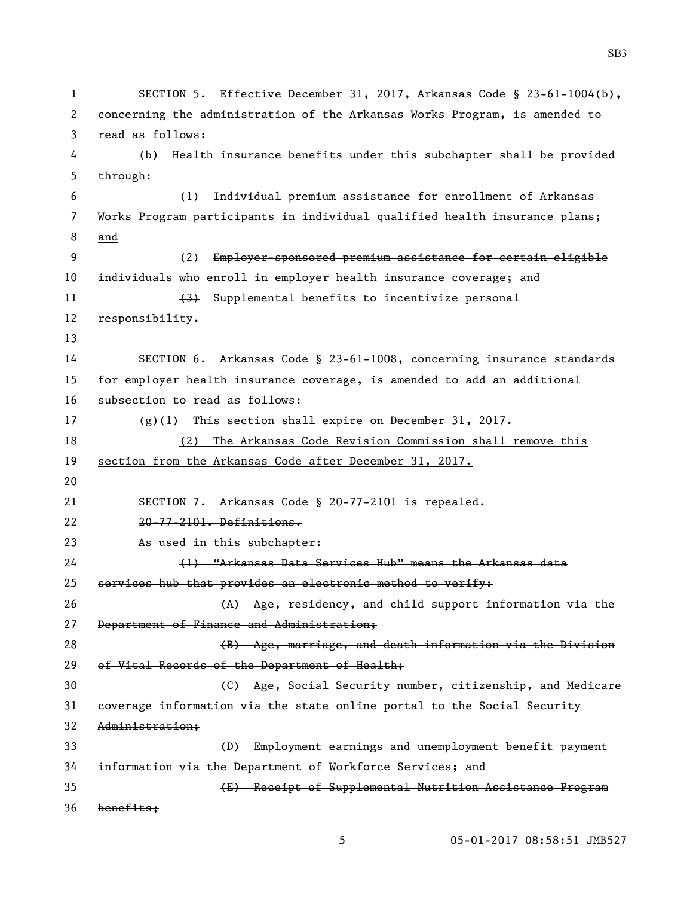SECTION 5. Effective December 31, 2017, Arkansas Code § 23-61-1004(b), concerning the administration of the Arkansas Works Program, is amended to read as follows:

(b) Health insurance benefits under this subchapter shall be provided through:

(1) Individual premium assistance for enrollment of Arkansas Works Program participants in individual qualified health insurance plans; <u>and</u>

(2) ~~Employer-sponsored premium assistance for certain eligible individuals who enroll in employer health insurance coverage; and~~

~~(3)~~ Supplemental benefits to incentivize personal responsibility.

SECTION 6. Arkansas Code § 23-61-1008, concerning insurance standards for employer health insurance coverage, is amended to add an additional subsection to read as follows:

<u>(g)(1) This section shall expire on December 31, 2017.</u>

<u>(2) The Arkansas Code Revision Commission shall remove this section from the Arkansas Code after December 31, 2017.</u>

SECTION 7. Arkansas Code § 20-77-2101 is repealed.

~~20-77-2101. Definitions.~~

~~As used in this subchapter:~~

~~(1) "Arkansas Data Services Hub" means the Arkansas data services hub that provides an electronic method to verify:~~

~~(A) Age, residency, and child support information via the Department of Finance and Administration;~~

~~(B) Age, marriage, and death information via the Division of Vital Records of the Department of Health;~~

~~(C) Age, Social Security number, citizenship, and Medicare coverage information via the state online portal to the Social Security Administration;~~

~~(D) Employment earnings and unemployment benefit payment information via the Department of Workforce Services; and~~

~~(E) Receipt of Supplemental Nutrition Assistance Program benefits;~~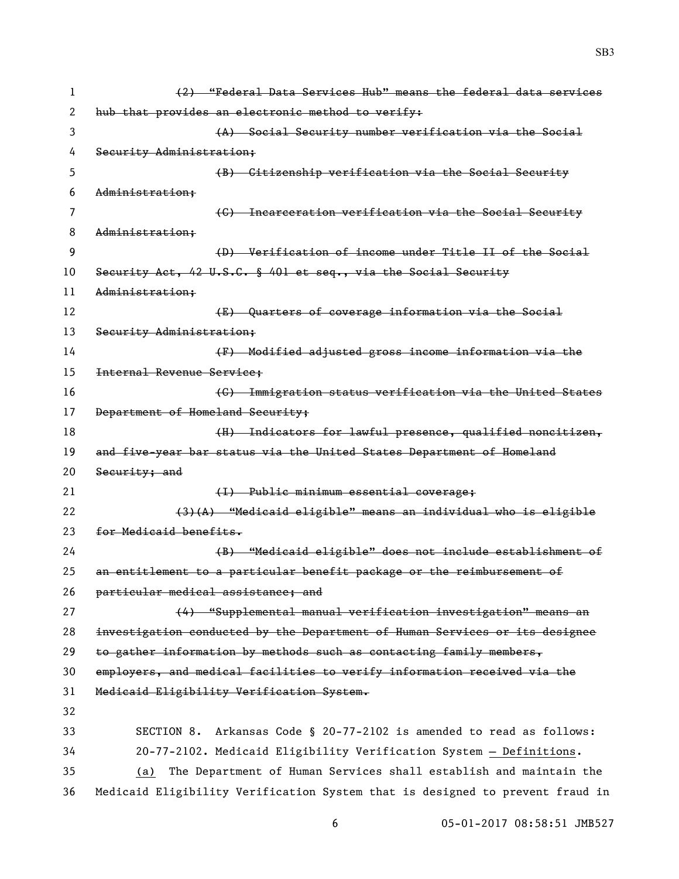~~(2) "Federal Data Services Hub" means the federal data services hub that provides an electronic method to verify:~~

~~(A) Social Security number verification via the Social Security Administration;~~

~~(B) Citizenship verification via the Social Security Administration;~~

~~(C) Incarceration verification via the Social Security Administration;~~

~~(D) Verification of income under Title II of the Social Security Act, 42 U.S.C. § 401 et seq., via the Social Security Administration;~~

~~(E) Quarters of coverage information via the Social Security Administration;~~

~~(F) Modified adjusted gross income information via the Internal Revenue Service;~~

~~(G) Immigration status verification via the United States Department of Homeland Security;~~

~~(H) Indicators for lawful presence, qualified noncitizen, and five-year bar status via the United States Department of Homeland Security; and~~

~~(I) Public minimum essential coverage;~~

~~(3)(A) "Medicaid eligible" means an individual who is eligible for Medicaid benefits.~~

~~(B) "Medicaid eligible" does not include establishment of an entitlement to a particular benefit package or the reimbursement of particular medical assistance; and~~

~~(4) "Supplemental manual verification investigation" means an investigation conducted by the Department of Human Services or its designee to gather information by methods such as contacting family members, employers, and medical facilities to verify information received via the Medicaid Eligibility Verification System.~~

SECTION 8. Arkansas Code § 20-77-2102 is amended to read as follows:

20-77-2102. Medicaid Eligibility Verification System <u>— Definitions</u>.

<u>(a)</u> The Department of Human Services shall establish and maintain the Medicaid Eligibility Verification System that is designed to prevent fraud in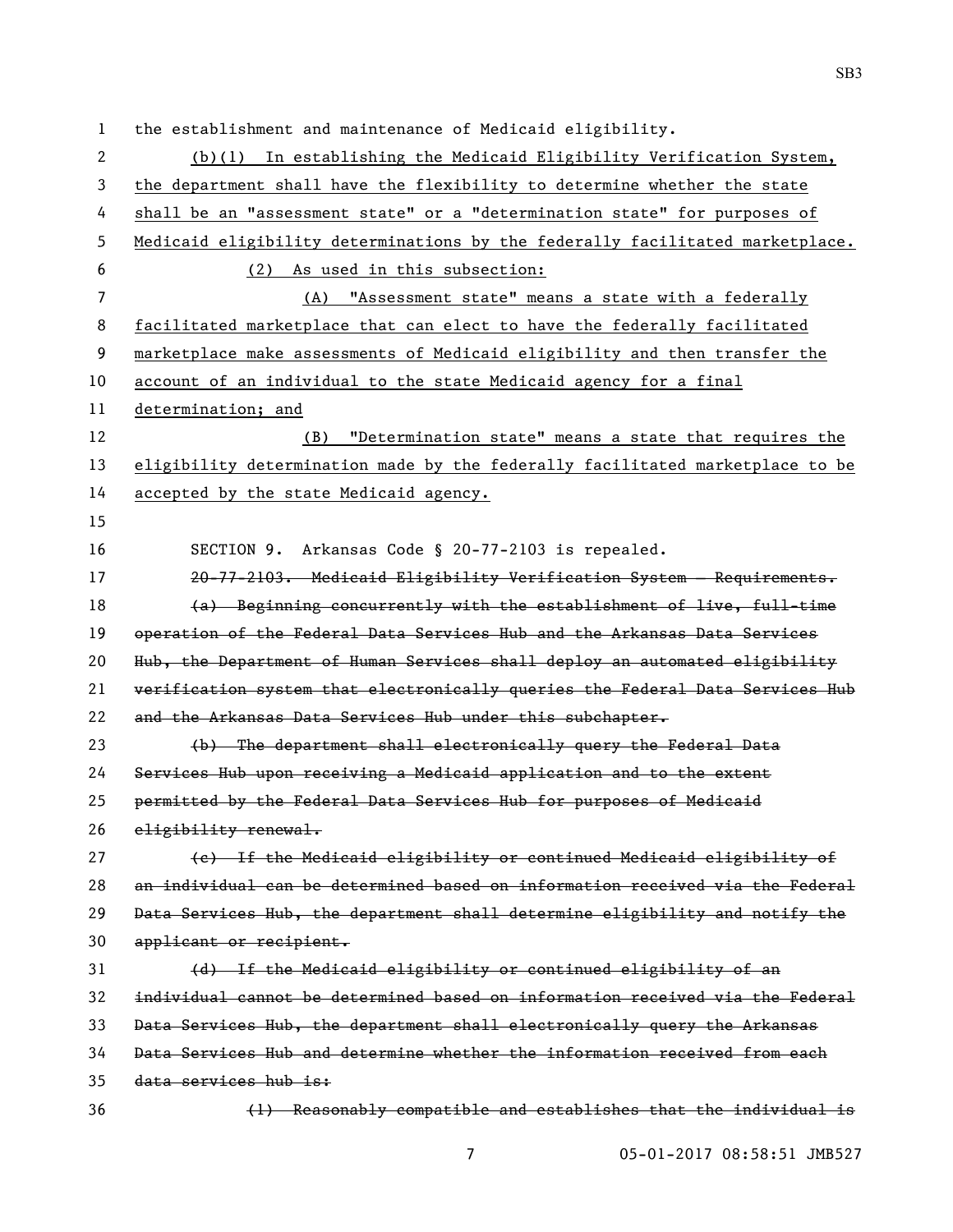the establishment and maintenance of Medicaid eligibility.

<u>(b)(1) In establishing the Medicaid Eligibility Verification System, the department shall have the flexibility to determine whether the state shall be an "assessment state" or a "determination state" for purposes of Medicaid eligibility determinations by the federally facilitated marketplace.</u>

<u>(2) As used in this subsection:</u>

<u>(A) "Assessment state" means a state with a federally facilitated marketplace that can elect to have the federally facilitated marketplace make assessments of Medicaid eligibility and then transfer the account of an individual to the state Medicaid agency for a final determination; and</u>

<u>(B) "Determination state" means a state that requires the eligibility determination made by the federally facilitated marketplace to be accepted by the state Medicaid agency.</u>

SECTION 9. Arkansas Code § 20-77-2103 is repealed.

~~20-77-2103. Medicaid Eligibility Verification System — Requirements.~~

~~(a) Beginning concurrently with the establishment of live, full-time operation of the Federal Data Services Hub and the Arkansas Data Services Hub, the Department of Human Services shall deploy an automated eligibility verification system that electronically queries the Federal Data Services Hub and the Arkansas Data Services Hub under this subchapter.~~

~~(b) The department shall electronically query the Federal Data Services Hub upon receiving a Medicaid application and to the extent permitted by the Federal Data Services Hub for purposes of Medicaid eligibility renewal.~~

~~(c) If the Medicaid eligibility or continued Medicaid eligibility of an individual can be determined based on information received via the Federal Data Services Hub, the department shall determine eligibility and notify the applicant or recipient.~~

~~(d) If the Medicaid eligibility or continued eligibility of an individual cannot be determined based on information received via the Federal Data Services Hub, the department shall electronically query the Arkansas Data Services Hub and determine whether the information received from each data services hub is:~~

~~(1) Reasonably compatible and establishes that the individual is~~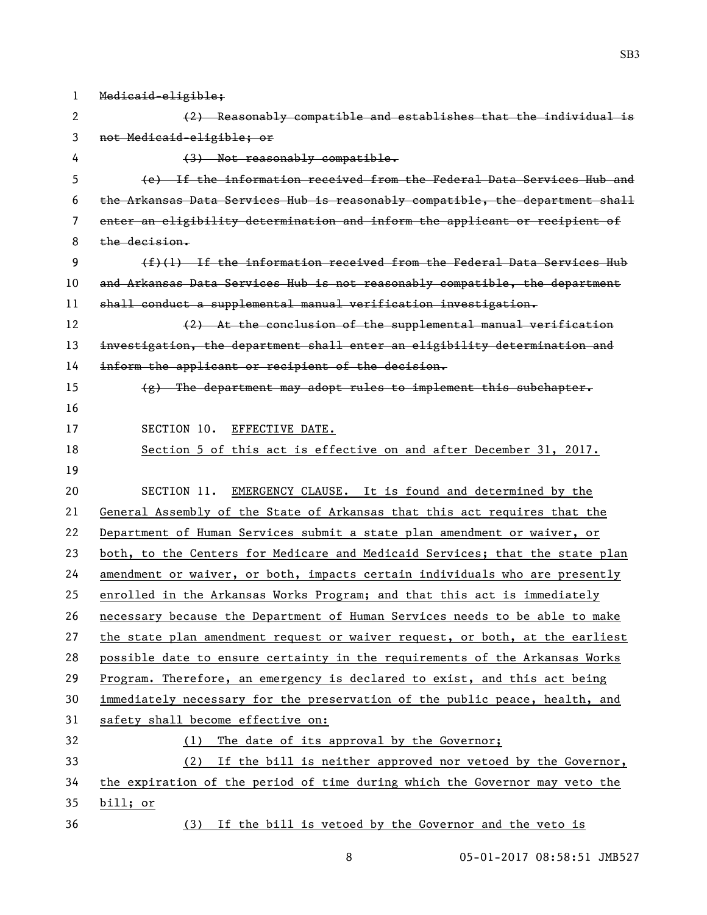~~Medicaid-eligible;~~

~~(2) Reasonably compatible and establishes that the individual is not Medicaid-eligible; or~~

~~(3) Not reasonably compatible.~~

~~(e) If the information received from the Federal Data Services Hub and the Arkansas Data Services Hub is reasonably compatible, the department shall enter an eligibility determination and inform the applicant or recipient of the decision.~~

~~(f)(1) If the information received from the Federal Data Services Hub and Arkansas Data Services Hub is not reasonably compatible, the department shall conduct a supplemental manual verification investigation.~~

~~(2) At the conclusion of the supplemental manual verification investigation, the department shall enter an eligibility determination and inform the applicant or recipient of the decision.~~

~~(g) The department may adopt rules to implement this subchapter.~~

SECTION 10. <u>EFFECTIVE DATE.</u>

<u>Section 5 of this act is effective on and after December 31, 2017.</u>

SECTION 11. <u>EMERGENCY CLAUSE. It is found and determined by the General Assembly of the State of Arkansas that this act requires that the Department of Human Services submit a state plan amendment or waiver, or both, to the Centers for Medicare and Medicaid Services; that the state plan amendment or waiver, or both, impacts certain individuals who are presently enrolled in the Arkansas Works Program; and that this act is immediately necessary because the Department of Human Services needs to be able to make the state plan amendment request or waiver request, or both, at the earliest possible date to ensure certainty in the requirements of the Arkansas Works Program. Therefore, an emergency is declared to exist, and this act being immediately necessary for the preservation of the public peace, health, and safety shall become effective on:</u>

<u>(1) The date of its approval by the Governor;</u>

<u>(2) If the bill is neither approved nor vetoed by the Governor, the expiration of the period of time during which the Governor may veto the bill; or</u>

<u>(3) If the bill is vetoed by the Governor and the veto is</u>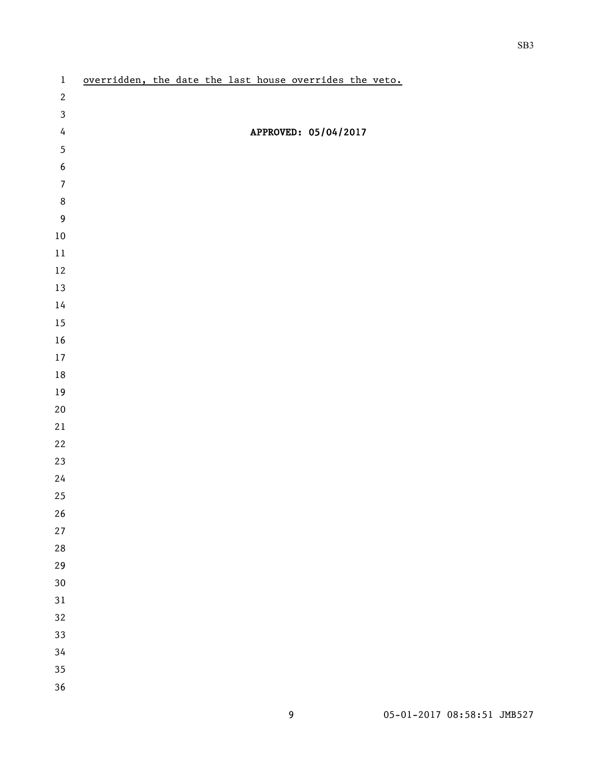<u>overridden, the date the last house overrides the veto.</u>

**APPROVED: 05/04/2017**